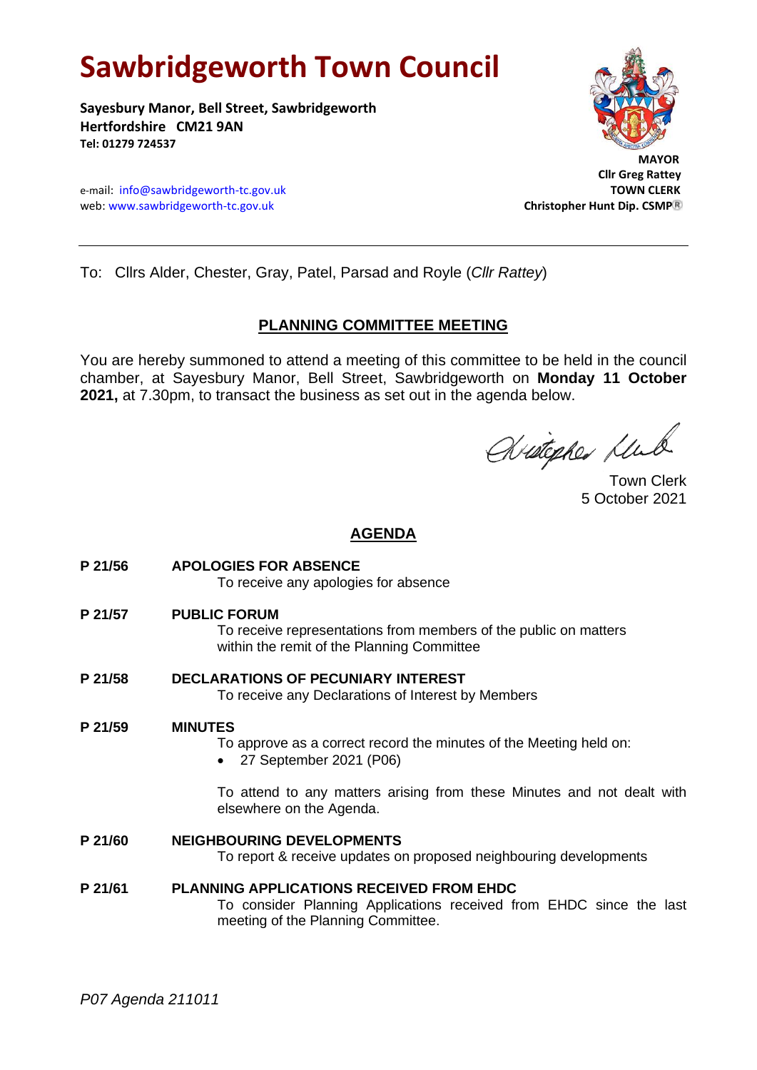# Sawbridgeworth Town Council

**Sayesbury Manor, Bell Street, Sawbridgeworth**
**Hertfordshire CM21 9AN**
**Tel: 01279 724537**

e-mail: info@sawbridgeworth-tc.gov.uk
web: www.sawbridgeworth-tc.gov.uk

**MAYOR**
**Cllr Greg Rattey**
**TOWN CLERK**
**Christopher Hunt Dip. CSMP®**

---

To: Cllrs Alder, Chester, Gray, Patel, Parsad and Royle (*Cllr Rattey*)

## PLANNING COMMITTEE MEETING

You are hereby summoned to attend a meeting of this committee to be held in the council chamber, at Sayesbury Manor, Bell Street, Sawbridgeworth on **Monday 11 October 2021,** at 7.30pm, to transact the business as set out in the agenda below.

Town Clerk
5 October 2021

## AGENDA

**P 21/56 APOLOGIES FOR ABSENCE**
To receive any apologies for absence

**P 21/57 PUBLIC FORUM**
To receive representations from members of the public on matters within the remit of the Planning Committee

**P 21/58 DECLARATIONS OF PECUNIARY INTEREST**
To receive any Declarations of Interest by Members

**P 21/59 MINUTES**
To approve as a correct record the minutes of the Meeting held on:

- 27 September 2021 (P06)

To attend to any matters arising from these Minutes and not dealt with elsewhere on the Agenda.

**P 21/60 NEIGHBOURING DEVELOPMENTS**
To report & receive updates on proposed neighbouring developments

**P 21/61 PLANNING APPLICATIONS RECEIVED FROM EHDC**
To consider Planning Applications received from EHDC since the last meeting of the Planning Committee.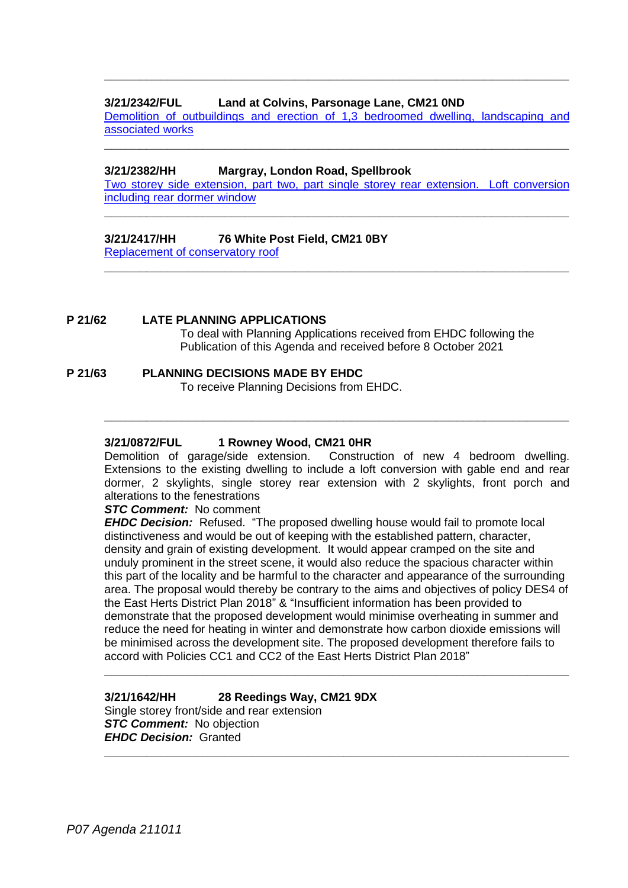---

**3/21/2342/FUL Land at Colvins, Parsonage Lane, CM21 0ND**

Demolition of outbuildings and erection of 1,3 bedroomed dwelling, landscaping and associated works

---

**3/21/2382/HH Margray, London Road, Spellbrook**

Two storey side extension, part two, part single storey rear extension. Loft conversion including rear dormer window

---

**3/21/2417/HH 76 White Post Field, CM21 0BY**

Replacement of conservatory roof

---

**P 21/62 LATE PLANNING APPLICATIONS**

To deal with Planning Applications received from EHDC following the Publication of this Agenda and received before 8 October 2021

**P 21/63 PLANNING DECISIONS MADE BY EHDC**

To receive Planning Decisions from EHDC.

---

**3/21/0872/FUL 1 Rowney Wood, CM21 0HR**

Demolition of garage/side extension. Construction of new 4 bedroom dwelling. Extensions to the existing dwelling to include a loft conversion with gable end and rear dormer, 2 skylights, single storey rear extension with 2 skylights, front porch and alterations to the fenestrations

***STC Comment:*** No comment

***EHDC Decision:*** Refused. "The proposed dwelling house would fail to promote local distinctiveness and would be out of keeping with the established pattern, character, density and grain of existing development. It would appear cramped on the site and unduly prominent in the street scene, it would also reduce the spacious character within this part of the locality and be harmful to the character and appearance of the surrounding area. The proposal would thereby be contrary to the aims and objectives of policy DES4 of the East Herts District Plan 2018" & "Insufficient information has been provided to demonstrate that the proposed development would minimise overheating in summer and reduce the need for heating in winter and demonstrate how carbon dioxide emissions will be minimised across the development site. The proposed development therefore fails to accord with Policies CC1 and CC2 of the East Herts District Plan 2018"

---

**3/21/1642/HH 28 Reedings Way, CM21 9DX**

Single storey front/side and rear extension

***STC Comment:*** No objection

***EHDC Decision:*** Granted

---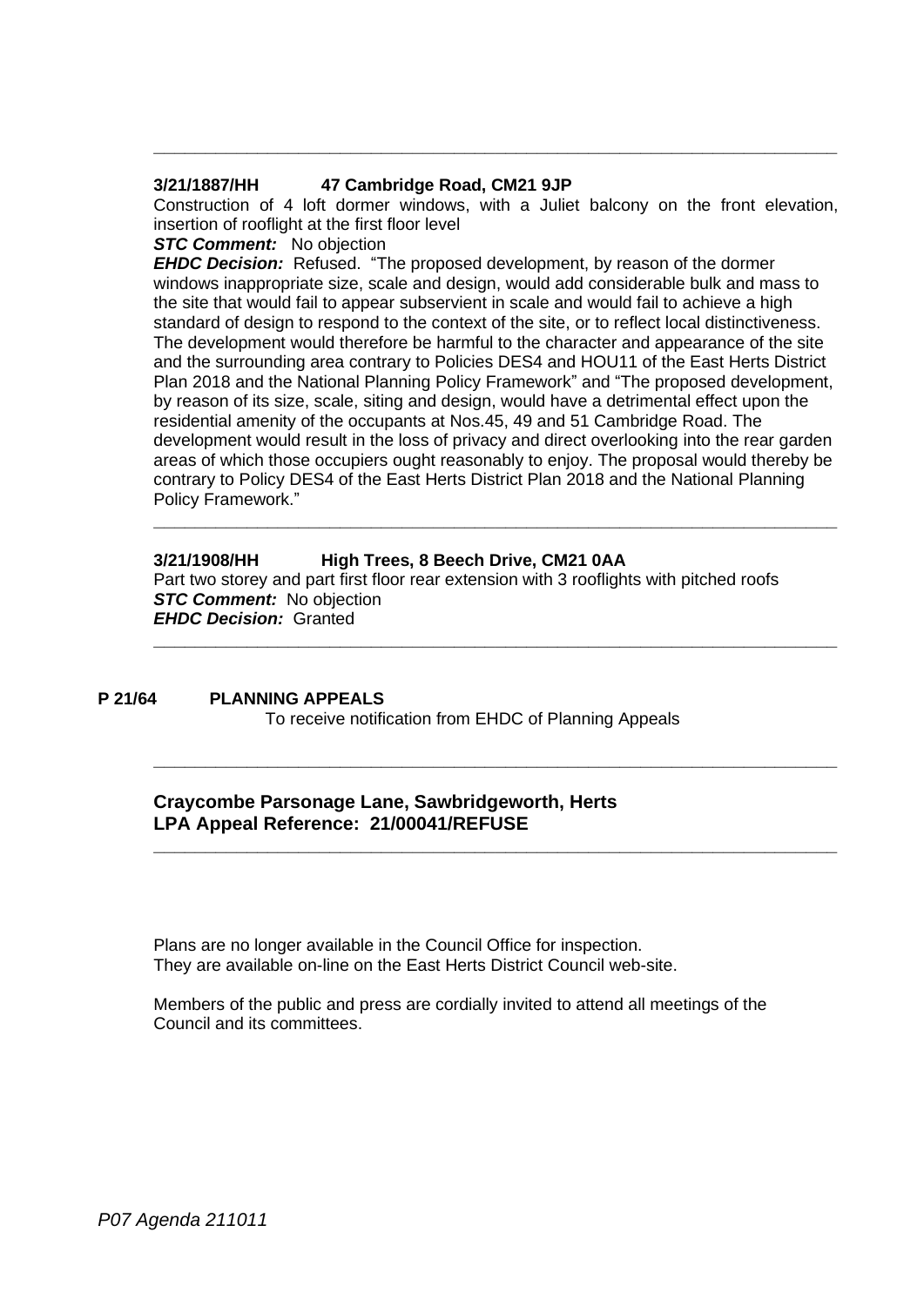**3/21/1887/HH 47 Cambridge Road, CM21 9JP**

Construction of 4 loft dormer windows, with a Juliet balcony on the front elevation, insertion of rooflight at the first floor level

***STC Comment:*** No objection

***EHDC Decision:*** Refused. "The proposed development, by reason of the dormer windows inappropriate size, scale and design, would add considerable bulk and mass to the site that would fail to appear subservient in scale and would fail to achieve a high standard of design to respond to the context of the site, or to reflect local distinctiveness. The development would therefore be harmful to the character and appearance of the site and the surrounding area contrary to Policies DES4 and HOU11 of the East Herts District Plan 2018 and the National Planning Policy Framework" and "The proposed development, by reason of its size, scale, siting and design, would have a detrimental effect upon the residential amenity of the occupants at Nos.45, 49 and 51 Cambridge Road. The development would result in the loss of privacy and direct overlooking into the rear garden areas of which those occupiers ought reasonably to enjoy. The proposal would thereby be contrary to Policy DES4 of the East Herts District Plan 2018 and the National Planning Policy Framework."

---

**3/21/1908/HH High Trees, 8 Beech Drive, CM21 0AA**

Part two storey and part first floor rear extension with 3 rooflights with pitched roofs

***STC Comment:*** No objection

***EHDC Decision:*** Granted

---

**P 21/64 PLANNING APPEALS**

To receive notification from EHDC of Planning Appeals

---

**Craycombe Parsonage Lane, Sawbridgeworth, Herts**
**LPA Appeal Reference: 21/00041/REFUSE**

---

Plans are no longer available in the Council Office for inspection. They are available on-line on the East Herts District Council web-site.

Members of the public and press are cordially invited to attend all meetings of the Council and its committees.

*P07 Agenda 211011*